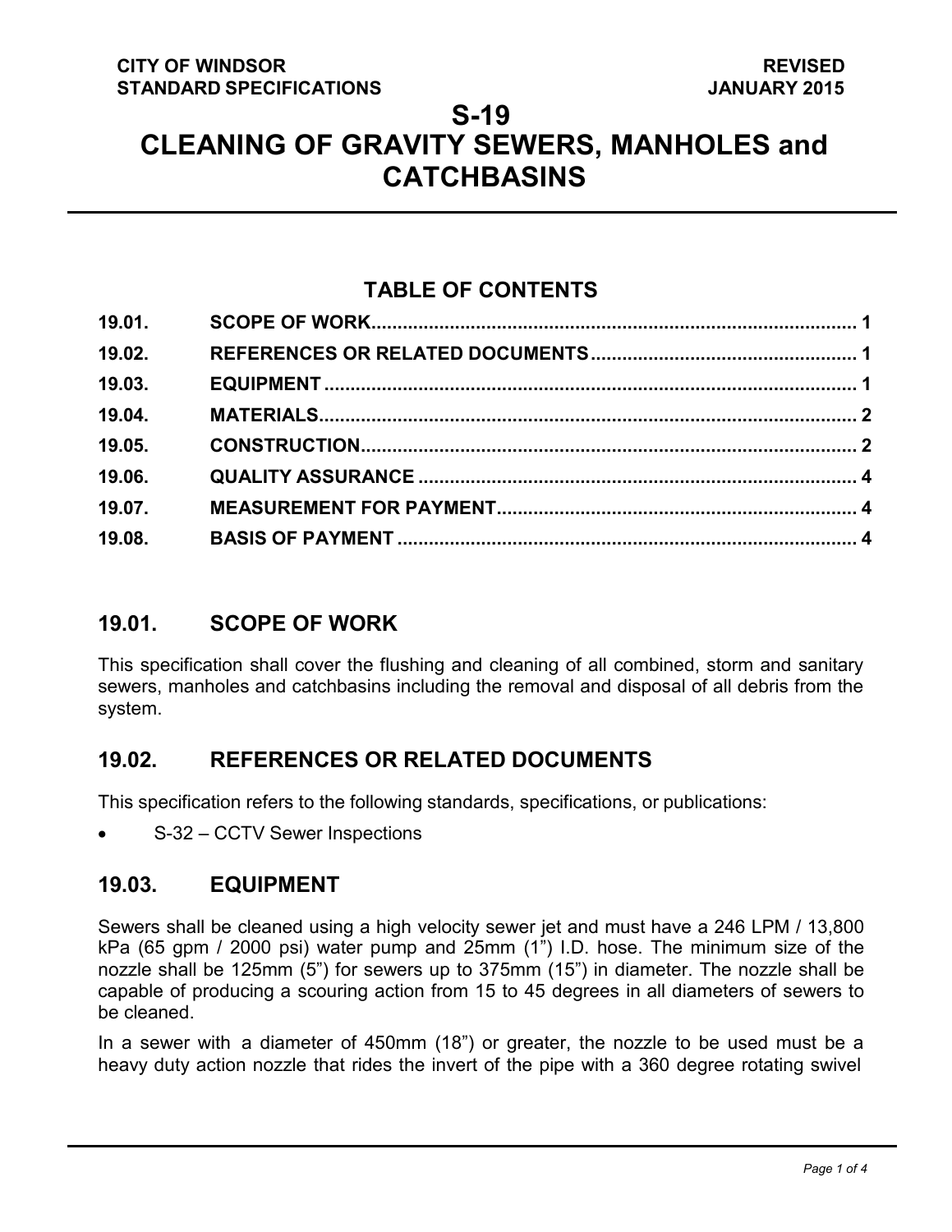CITY OF WINDSOR
STANDARD SPECIFICATIONS

REVISED
JANUARY 2015

# S-19
# CLEANING OF GRAVITY SEWERS, MANHOLES and CATCHBASINS

## TABLE OF CONTENTS

| | | |
|---|---|---|
| 19.01. | SCOPE OF WORK | 1 |
| 19.02. | REFERENCES OR RELATED DOCUMENTS | 1 |
| 19.03. | EQUIPMENT | 1 |
| 19.04. | MATERIALS | 2 |
| 19.05. | CONSTRUCTION | 2 |
| 19.06. | QUALITY ASSURANCE | 4 |
| 19.07. | MEASUREMENT FOR PAYMENT | 4 |
| 19.08. | BASIS OF PAYMENT | 4 |

## 19.01. SCOPE OF WORK

This specification shall cover the flushing and cleaning of all combined, storm and sanitary sewers, manholes and catchbasins including the removal and disposal of all debris from the system.

## 19.02. REFERENCES OR RELATED DOCUMENTS

This specification refers to the following standards, specifications, or publications:

- S-32 – CCTV Sewer Inspections

## 19.03. EQUIPMENT

Sewers shall be cleaned using a high velocity sewer jet and must have a 246 LPM / 13,800 kPa (65 gpm / 2000 psi) water pump and 25mm (1") I.D. hose. The minimum size of the nozzle shall be 125mm (5") for sewers up to 375mm (15") in diameter. The nozzle shall be capable of producing a scouring action from 15 to 45 degrees in all diameters of sewers to be cleaned.

In a sewer with a diameter of 450mm (18") or greater, the nozzle to be used must be a heavy duty action nozzle that rides the invert of the pipe with a 360 degree rotating swivel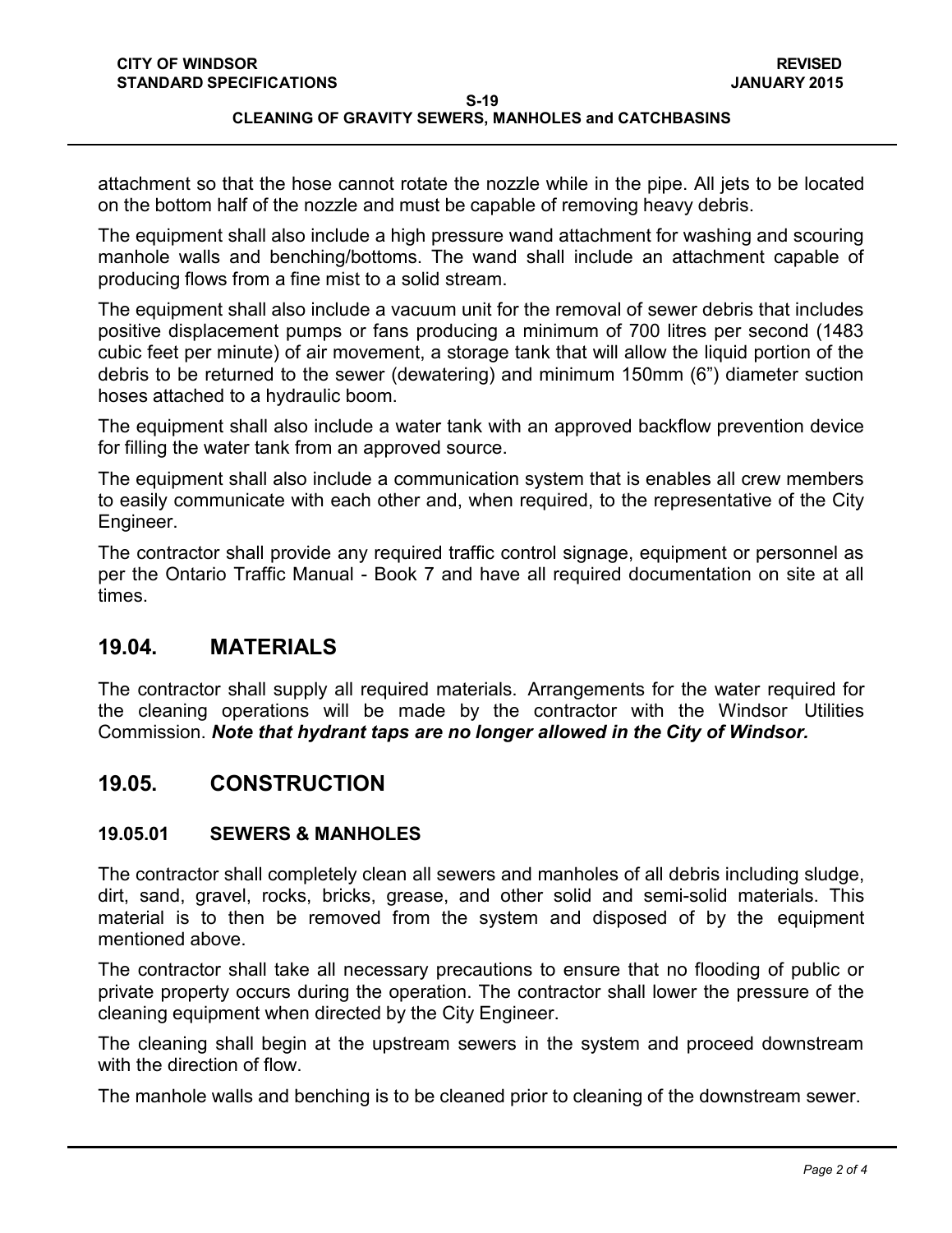attachment so that the hose cannot rotate the nozzle while in the pipe. All jets to be located on the bottom half of the nozzle and must be capable of removing heavy debris.

The equipment shall also include a high pressure wand attachment for washing and scouring manhole walls and benching/bottoms. The wand shall include an attachment capable of producing flows from a fine mist to a solid stream.

The equipment shall also include a vacuum unit for the removal of sewer debris that includes positive displacement pumps or fans producing a minimum of 700 litres per second (1483 cubic feet per minute) of air movement, a storage tank that will allow the liquid portion of the debris to be returned to the sewer (dewatering) and minimum 150mm (6") diameter suction hoses attached to a hydraulic boom.

The equipment shall also include a water tank with an approved backflow prevention device for filling the water tank from an approved source.

The equipment shall also include a communication system that is enables all crew members to easily communicate with each other and, when required, to the representative of the City Engineer.

The contractor shall provide any required traffic control signage, equipment or personnel as per the Ontario Traffic Manual - Book 7 and have all required documentation on site at all times.

## 19.04. MATERIALS

The contractor shall supply all required materials. Arrangements for the water required for the cleaning operations will be made by the contractor with the Windsor Utilities Commission. ***Note that hydrant taps are no longer allowed in the City of Windsor.***

## 19.05. CONSTRUCTION

### 19.05.01 SEWERS & MANHOLES

The contractor shall completely clean all sewers and manholes of all debris including sludge, dirt, sand, gravel, rocks, bricks, grease, and other solid and semi-solid materials. This material is to then be removed from the system and disposed of by the equipment mentioned above.

The contractor shall take all necessary precautions to ensure that no flooding of public or private property occurs during the operation. The contractor shall lower the pressure of the cleaning equipment when directed by the City Engineer.

The cleaning shall begin at the upstream sewers in the system and proceed downstream with the direction of flow.

The manhole walls and benching is to be cleaned prior to cleaning of the downstream sewer.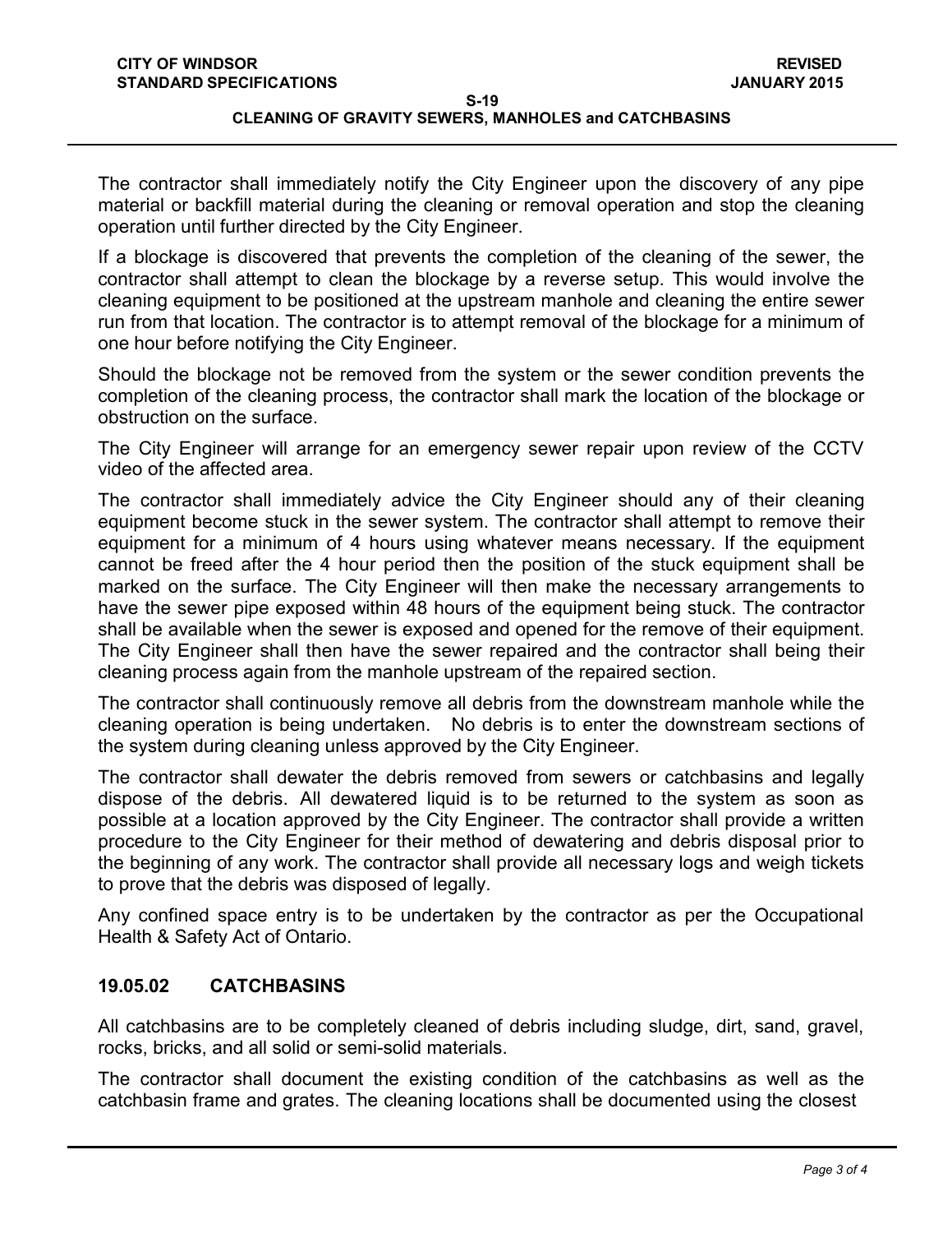The contractor shall immediately notify the City Engineer upon the discovery of any pipe material or backfill material during the cleaning or removal operation and stop the cleaning operation until further directed by the City Engineer.

If a blockage is discovered that prevents the completion of the cleaning of the sewer, the contractor shall attempt to clean the blockage by a reverse setup. This would involve the cleaning equipment to be positioned at the upstream manhole and cleaning the entire sewer run from that location. The contractor is to attempt removal of the blockage for a minimum of one hour before notifying the City Engineer.

Should the blockage not be removed from the system or the sewer condition prevents the completion of the cleaning process, the contractor shall mark the location of the blockage or obstruction on the surface.

The City Engineer will arrange for an emergency sewer repair upon review of the CCTV video of the affected area.

The contractor shall immediately advice the City Engineer should any of their cleaning equipment become stuck in the sewer system. The contractor shall attempt to remove their equipment for a minimum of 4 hours using whatever means necessary. If the equipment cannot be freed after the 4 hour period then the position of the stuck equipment shall be marked on the surface. The City Engineer will then make the necessary arrangements to have the sewer pipe exposed within 48 hours of the equipment being stuck. The contractor shall be available when the sewer is exposed and opened for the remove of their equipment. The City Engineer shall then have the sewer repaired and the contractor shall being their cleaning process again from the manhole upstream of the repaired section.

The contractor shall continuously remove all debris from the downstream manhole while the cleaning operation is being undertaken. No debris is to enter the downstream sections of the system during cleaning unless approved by the City Engineer.

The contractor shall dewater the debris removed from sewers or catchbasins and legally dispose of the debris. All dewatered liquid is to be returned to the system as soon as possible at a location approved by the City Engineer. The contractor shall provide a written procedure to the City Engineer for their method of dewatering and debris disposal prior to the beginning of any work. The contractor shall provide all necessary logs and weigh tickets to prove that the debris was disposed of legally.

Any confined space entry is to be undertaken by the contractor as per the Occupational Health & Safety Act of Ontario.

### 19.05.02 CATCHBASINS

All catchbasins are to be completely cleaned of debris including sludge, dirt, sand, gravel, rocks, bricks, and all solid or semi-solid materials.

The contractor shall document the existing condition of the catchbasins as well as the catchbasin frame and grates. The cleaning locations shall be documented using the closest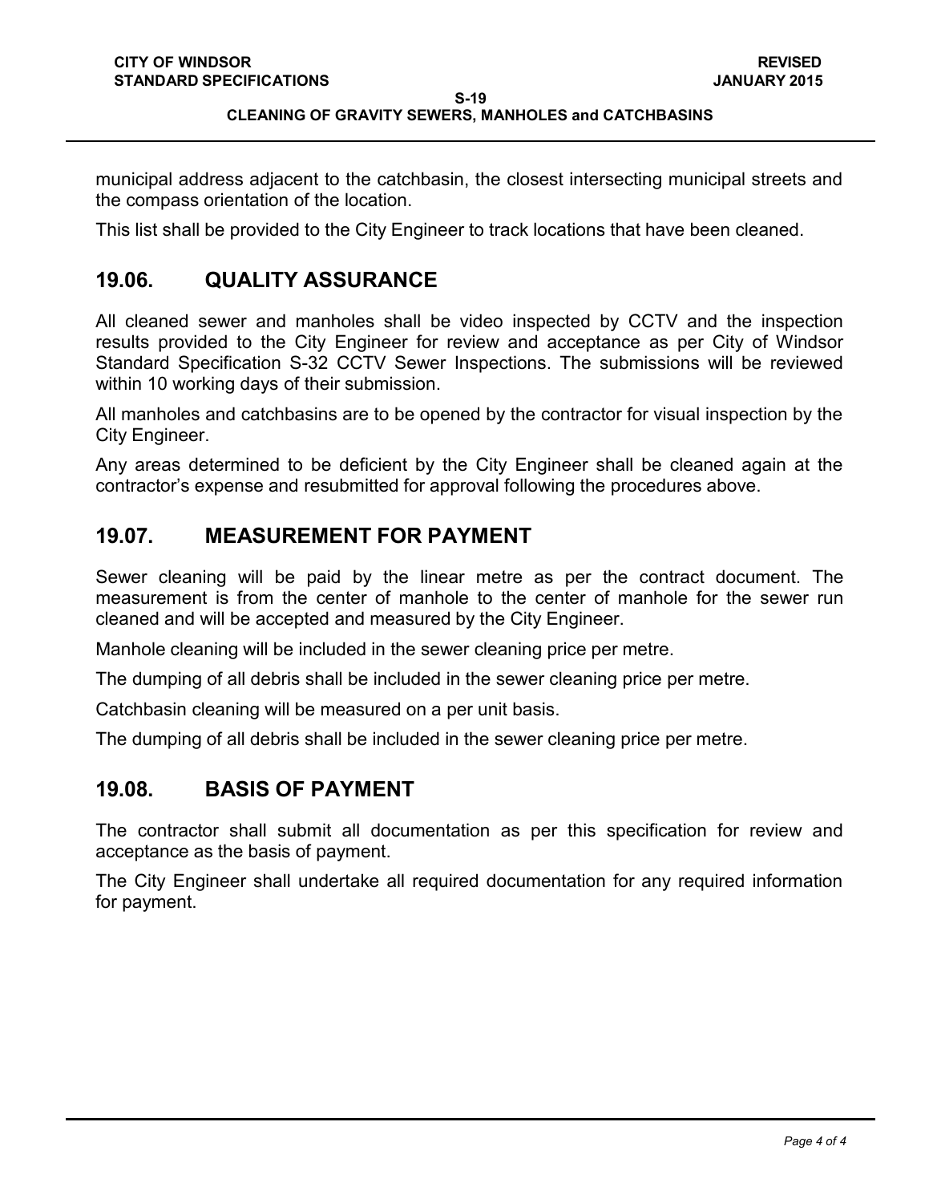municipal address adjacent to the catchbasin, the closest intersecting municipal streets and the compass orientation of the location.

This list shall be provided to the City Engineer to track locations that have been cleaned.

## 19.06. QUALITY ASSURANCE

All cleaned sewer and manholes shall be video inspected by CCTV and the inspection results provided to the City Engineer for review and acceptance as per City of Windsor Standard Specification S-32 CCTV Sewer Inspections. The submissions will be reviewed within 10 working days of their submission.

All manholes and catchbasins are to be opened by the contractor for visual inspection by the City Engineer.

Any areas determined to be deficient by the City Engineer shall be cleaned again at the contractor's expense and resubmitted for approval following the procedures above.

## 19.07. MEASUREMENT FOR PAYMENT

Sewer cleaning will be paid by the linear metre as per the contract document. The measurement is from the center of manhole to the center of manhole for the sewer run cleaned and will be accepted and measured by the City Engineer.

Manhole cleaning will be included in the sewer cleaning price per metre.

The dumping of all debris shall be included in the sewer cleaning price per metre.

Catchbasin cleaning will be measured on a per unit basis.

The dumping of all debris shall be included in the sewer cleaning price per metre.

## 19.08. BASIS OF PAYMENT

The contractor shall submit all documentation as per this specification for review and acceptance as the basis of payment.

The City Engineer shall undertake all required documentation for any required information for payment.